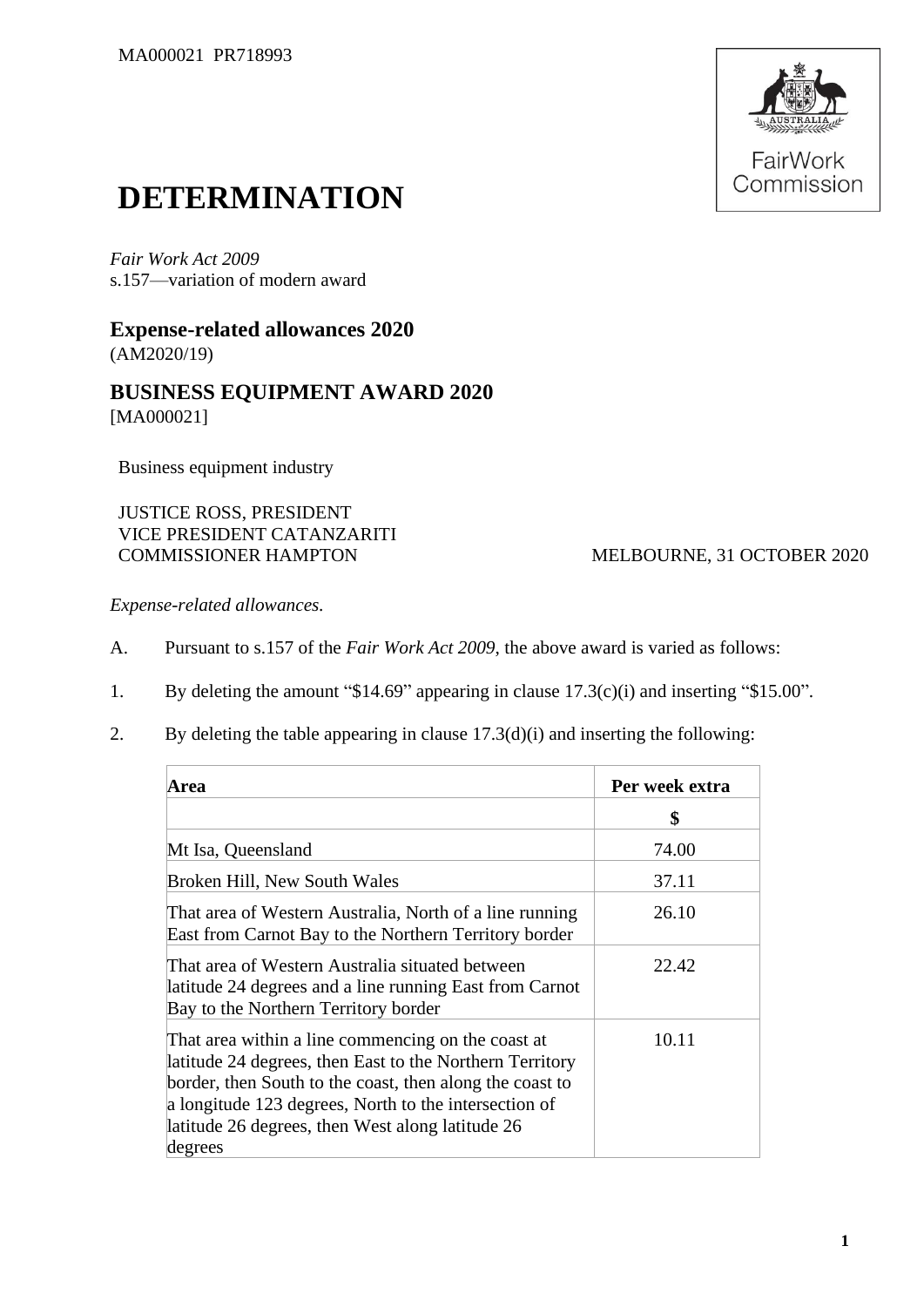MA000021 PR718993

# DETERMINATION

*Fair Work Act 2009*
s.157—variation of modern award

## Expense-related allowances 2020
(AM2020/19)

## BUSINESS EQUIPMENT AWARD 2020
[MA000021]

Business equipment industry

JUSTICE ROSS, PRESIDENT
VICE PRESIDENT CATANZARITI
COMMISSIONER HAMPTON

MELBOURNE, 31 OCTOBER 2020

*Expense-related allowances.*

A. Pursuant to s.157 of the *Fair Work Act 2009*, the above award is varied as follows:

1. By deleting the amount "$14.69" appearing in clause 17.3(c)(i) and inserting "$15.00".

2. By deleting the table appearing in clause 17.3(d)(i) and inserting the following:

| Area | Per week extra |
|---|---|
| | $ |
| Mt Isa, Queensland | 74.00 |
| Broken Hill, New South Wales | 37.11 |
| That area of Western Australia, North of a line running East from Carnot Bay to the Northern Territory border | 26.10 |
| That area of Western Australia situated between latitude 24 degrees and a line running East from Carnot Bay to the Northern Territory border | 22.42 |
| That area within a line commencing on the coast at latitude 24 degrees, then East to the Northern Territory border, then South to the coast, then along the coast to a longitude 123 degrees, North to the intersection of latitude 26 degrees, then West along latitude 26 degrees | 10.11 |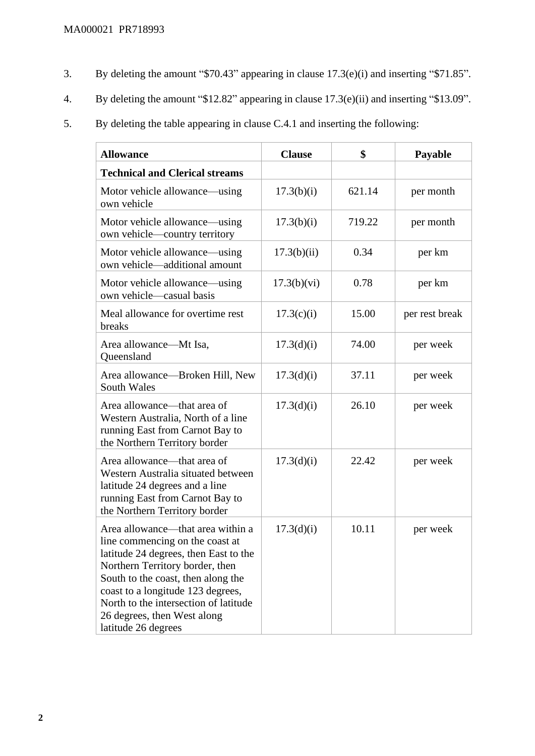3. By deleting the amount "$70.43" appearing in clause 17.3(e)(i) and inserting "$71.85".

4. By deleting the amount "$12.82" appearing in clause 17.3(e)(ii) and inserting "$13.09".

5. By deleting the table appearing in clause C.4.1 and inserting the following:

| Allowance | Clause | $ | Payable |
|---|---|---|---|
| **Technical and Clerical streams** | | | |
| Motor vehicle allowance—using own vehicle | 17.3(b)(i) | 621.14 | per month |
| Motor vehicle allowance—using own vehicle—country territory | 17.3(b)(i) | 719.22 | per month |
| Motor vehicle allowance—using own vehicle—additional amount | 17.3(b)(ii) | 0.34 | per km |
| Motor vehicle allowance—using own vehicle—casual basis | 17.3(b)(vi) | 0.78 | per km |
| Meal allowance for overtime rest breaks | 17.3(c)(i) | 15.00 | per rest break |
| Area allowance—Mt Isa, Queensland | 17.3(d)(i) | 74.00 | per week |
| Area allowance—Broken Hill, New South Wales | 17.3(d)(i) | 37.11 | per week |
| Area allowance—that area of Western Australia, North of a line running East from Carnot Bay to the Northern Territory border | 17.3(d)(i) | 26.10 | per week |
| Area allowance—that area of Western Australia situated between latitude 24 degrees and a line running East from Carnot Bay to the Northern Territory border | 17.3(d)(i) | 22.42 | per week |
| Area allowance—that area within a line commencing on the coast at latitude 24 degrees, then East to the Northern Territory border, then South to the coast, then along the coast to a longitude 123 degrees, North to the intersection of latitude 26 degrees, then West along latitude 26 degrees | 17.3(d)(i) | 10.11 | per week |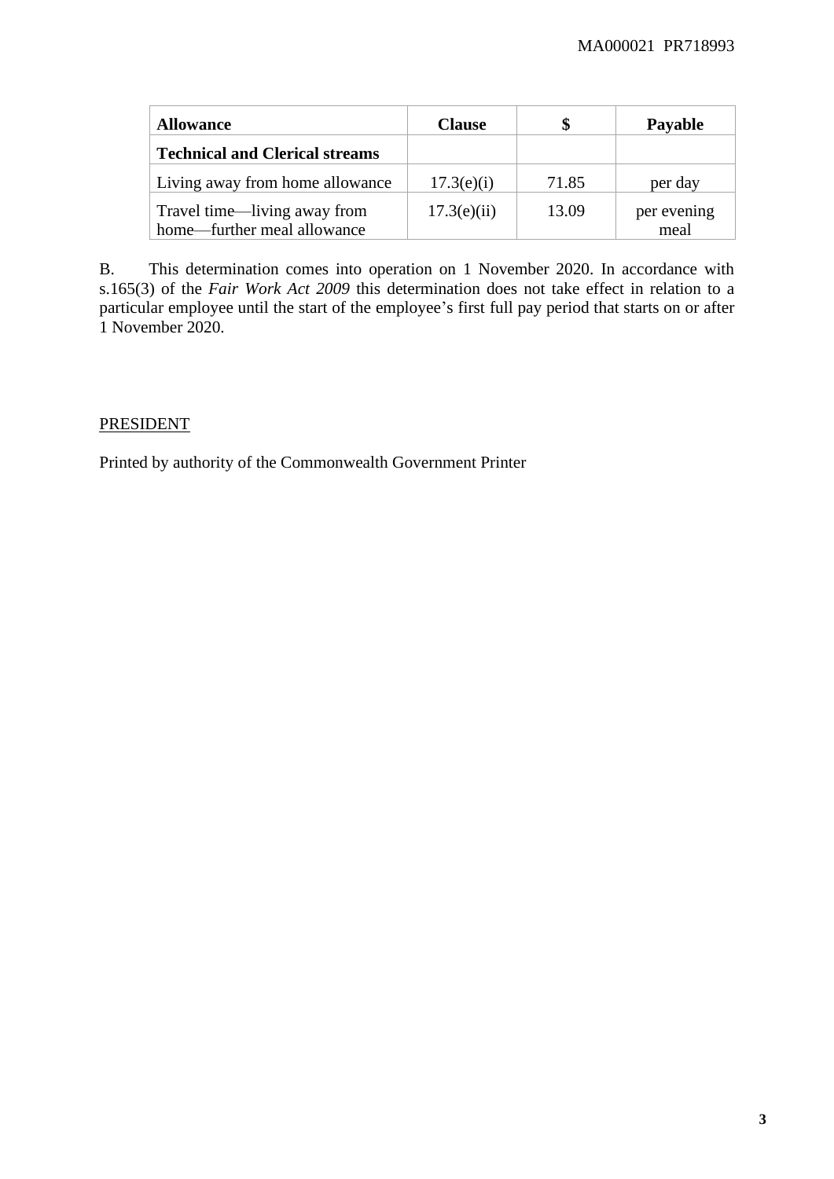| Allowance | Clause | $ | Payable |
|---|---|---|---|
| **Technical and Clerical streams** | | | |
| Living away from home allowance | 17.3(e)(i) | 71.85 | per day |
| Travel time—living away from home—further meal allowance | 17.3(e)(ii) | 13.09 | per evening meal |

B. This determination comes into operation on 1 November 2020. In accordance with s.165(3) of the *Fair Work Act 2009* this determination does not take effect in relation to a particular employee until the start of the employee's first full pay period that starts on or after 1 November 2020.

PRESIDENT

Printed by authority of the Commonwealth Government Printer